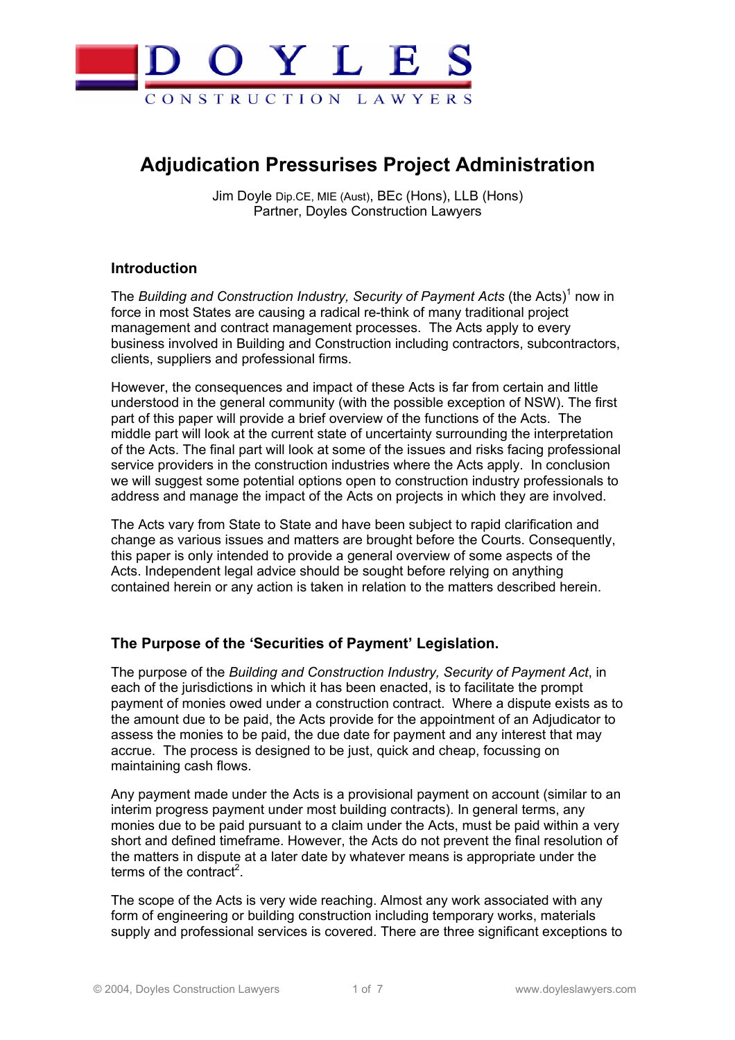DOYLES

CONSTRUCTION LAWYERS

# Adjudication Pressurises Project Administration

Jim Doyle Dip.CE, MIE (Aust), BEc (Hons), LLB (Hons)
Partner, Doyles Construction Lawyers

## Introduction

The *Building and Construction Industry, Security of Payment Acts* (the Acts)[1] now in force in most States are causing a radical re-think of many traditional project management and contract management processes. The Acts apply to every business involved in Building and Construction including contractors, subcontractors, clients, suppliers and professional firms.

However, the consequences and impact of these Acts is far from certain and little understood in the general community (with the possible exception of NSW). The first part of this paper will provide a brief overview of the functions of the Acts. The middle part will look at the current state of uncertainty surrounding the interpretation of the Acts. The final part will look at some of the issues and risks facing professional service providers in the construction industries where the Acts apply. In conclusion we will suggest some potential options open to construction industry professionals to address and manage the impact of the Acts on projects in which they are involved.

The Acts vary from State to State and have been subject to rapid clarification and change as various issues and matters are brought before the Courts. Consequently, this paper is only intended to provide a general overview of some aspects of the Acts. Independent legal advice should be sought before relying on anything contained herein or any action is taken in relation to the matters described herein.

## The Purpose of the 'Securities of Payment' Legislation.

The purpose of the *Building and Construction Industry, Security of Payment Act*, in each of the jurisdictions in which it has been enacted, is to facilitate the prompt payment of monies owed under a construction contract. Where a dispute exists as to the amount due to be paid, the Acts provide for the appointment of an Adjudicator to assess the monies to be paid, the due date for payment and any interest that may accrue. The process is designed to be just, quick and cheap, focussing on maintaining cash flows.

Any payment made under the Acts is a provisional payment on account (similar to an interim progress payment under most building contracts). In general terms, any monies due to be paid pursuant to a claim under the Acts, must be paid within a very short and defined timeframe. However, the Acts do not prevent the final resolution of the matters in dispute at a later date by whatever means is appropriate under the terms of the contract[2].

The scope of the Acts is very wide reaching. Almost any work associated with any form of engineering or building construction including temporary works, materials supply and professional services is covered. There are three significant exceptions to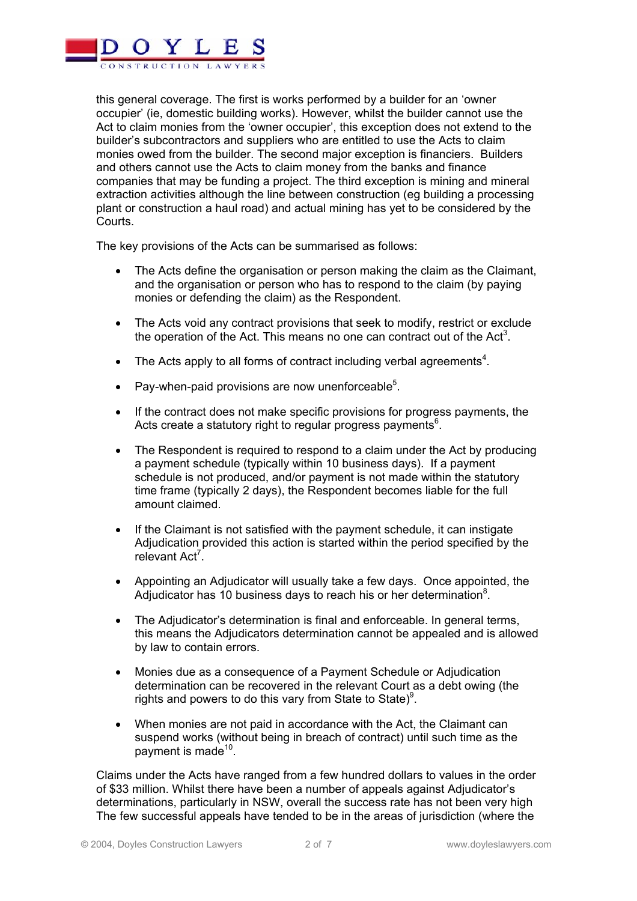this general coverage. The first is works performed by a builder for an 'owner occupier' (ie, domestic building works). However, whilst the builder cannot use the Act to claim monies from the 'owner occupier', this exception does not extend to the builder's subcontractors and suppliers who are entitled to use the Acts to claim monies owed from the builder. The second major exception is financiers. Builders and others cannot use the Acts to claim money from the banks and finance companies that may be funding a project. The third exception is mining and mineral extraction activities although the line between construction (eg building a processing plant or construction a haul road) and actual mining has yet to be considered by the Courts.

The key provisions of the Acts can be summarised as follows:

- The Acts define the organisation or person making the claim as the Claimant, and the organisation or person who has to respond to the claim (by paying monies or defending the claim) as the Respondent.
- The Acts void any contract provisions that seek to modify, restrict or exclude the operation of the Act. This means no one can contract out of the Act[3].
- The Acts apply to all forms of contract including verbal agreements[4].
- Pay-when-paid provisions are now unenforceable[5].
- If the contract does not make specific provisions for progress payments, the Acts create a statutory right to regular progress payments[6].
- The Respondent is required to respond to a claim under the Act by producing a payment schedule (typically within 10 business days). If a payment schedule is not produced, and/or payment is not made within the statutory time frame (typically 2 days), the Respondent becomes liable for the full amount claimed.
- If the Claimant is not satisfied with the payment schedule, it can instigate Adjudication provided this action is started within the period specified by the relevant Act[7].
- Appointing an Adjudicator will usually take a few days. Once appointed, the Adjudicator has 10 business days to reach his or her determination[8].
- The Adjudicator's determination is final and enforceable. In general terms, this means the Adjudicators determination cannot be appealed and is allowed by law to contain errors.
- Monies due as a consequence of a Payment Schedule or Adjudication determination can be recovered in the relevant Court as a debt owing (the rights and powers to do this vary from State to State)[9].
- When monies are not paid in accordance with the Act, the Claimant can suspend works (without being in breach of contract) until such time as the payment is made[10].

Claims under the Acts have ranged from a few hundred dollars to values in the order of $33 million. Whilst there have been a number of appeals against Adjudicator's determinations, particularly in NSW, overall the success rate has not been very high The few successful appeals have tended to be in the areas of jurisdiction (where the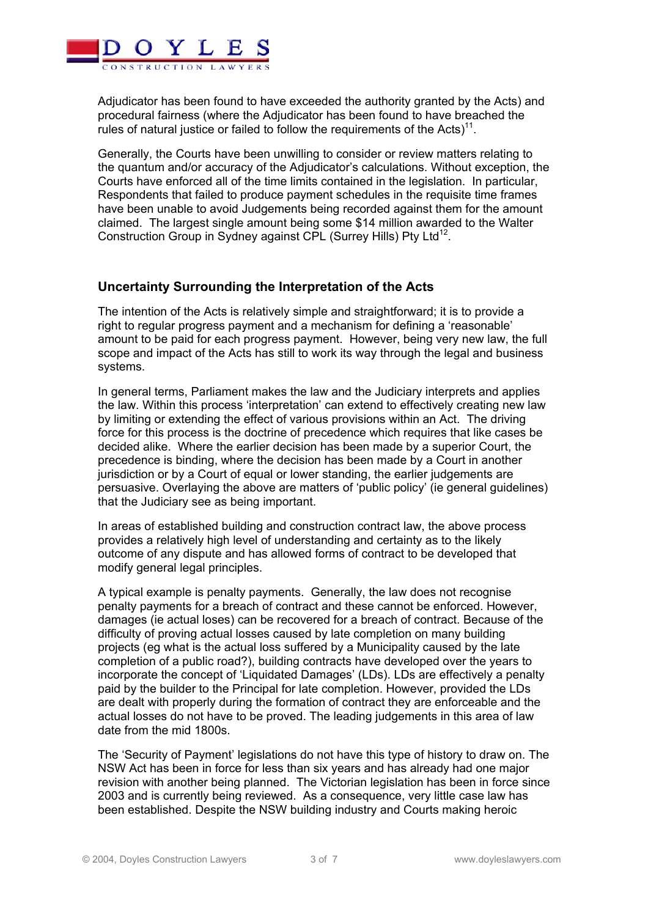Adjudicator has been found to have exceeded the authority granted by the Acts) and procedural fairness (where the Adjudicator has been found to have breached the rules of natural justice or failed to follow the requirements of the Acts)[11].

Generally, the Courts have been unwilling to consider or review matters relating to the quantum and/or accuracy of the Adjudicator's calculations. Without exception, the Courts have enforced all of the time limits contained in the legislation. In particular, Respondents that failed to produce payment schedules in the requisite time frames have been unable to avoid Judgements being recorded against them for the amount claimed. The largest single amount being some $14 million awarded to the Walter Construction Group in Sydney against CPL (Surrey Hills) Pty Ltd[12].

### Uncertainty Surrounding the Interpretation of the Acts

The intention of the Acts is relatively simple and straightforward; it is to provide a right to regular progress payment and a mechanism for defining a 'reasonable' amount to be paid for each progress payment. However, being very new law, the full scope and impact of the Acts has still to work its way through the legal and business systems.

In general terms, Parliament makes the law and the Judiciary interprets and applies the law. Within this process 'interpretation' can extend to effectively creating new law by limiting or extending the effect of various provisions within an Act. The driving force for this process is the doctrine of precedence which requires that like cases be decided alike. Where the earlier decision has been made by a superior Court, the precedence is binding, where the decision has been made by a Court in another jurisdiction or by a Court of equal or lower standing, the earlier judgements are persuasive. Overlaying the above are matters of 'public policy' (ie general guidelines) that the Judiciary see as being important.

In areas of established building and construction contract law, the above process provides a relatively high level of understanding and certainty as to the likely outcome of any dispute and has allowed forms of contract to be developed that modify general legal principles.

A typical example is penalty payments. Generally, the law does not recognise penalty payments for a breach of contract and these cannot be enforced. However, damages (ie actual loses) can be recovered for a breach of contract. Because of the difficulty of proving actual losses caused by late completion on many building projects (eg what is the actual loss suffered by a Municipality caused by the late completion of a public road?), building contracts have developed over the years to incorporate the concept of 'Liquidated Damages' (LDs). LDs are effectively a penalty paid by the builder to the Principal for late completion. However, provided the LDs are dealt with properly during the formation of contract they are enforceable and the actual losses do not have to be proved. The leading judgements in this area of law date from the mid 1800s.

The 'Security of Payment' legislations do not have this type of history to draw on. The NSW Act has been in force for less than six years and has already had one major revision with another being planned. The Victorian legislation has been in force since 2003 and is currently being reviewed. As a consequence, very little case law has been established. Despite the NSW building industry and Courts making heroic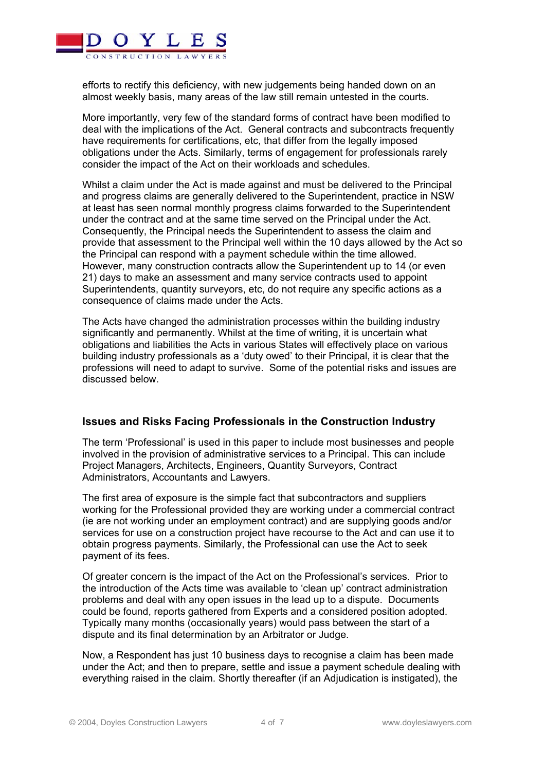efforts to rectify this deficiency, with new judgements being handed down on an almost weekly basis, many areas of the law still remain untested in the courts.

More importantly, very few of the standard forms of contract have been modified to deal with the implications of the Act. General contracts and subcontracts frequently have requirements for certifications, etc, that differ from the legally imposed obligations under the Acts. Similarly, terms of engagement for professionals rarely consider the impact of the Act on their workloads and schedules.

Whilst a claim under the Act is made against and must be delivered to the Principal and progress claims are generally delivered to the Superintendent, practice in NSW at least has seen normal monthly progress claims forwarded to the Superintendent under the contract and at the same time served on the Principal under the Act. Consequently, the Principal needs the Superintendent to assess the claim and provide that assessment to the Principal well within the 10 days allowed by the Act so the Principal can respond with a payment schedule within the time allowed. However, many construction contracts allow the Superintendent up to 14 (or even 21) days to make an assessment and many service contracts used to appoint Superintendents, quantity surveyors, etc, do not require any specific actions as a consequence of claims made under the Acts.

The Acts have changed the administration processes within the building industry significantly and permanently. Whilst at the time of writing, it is uncertain what obligations and liabilities the Acts in various States will effectively place on various building industry professionals as a 'duty owed' to their Principal, it is clear that the professions will need to adapt to survive. Some of the potential risks and issues are discussed below.

### Issues and Risks Facing Professionals in the Construction Industry

The term 'Professional' is used in this paper to include most businesses and people involved in the provision of administrative services to a Principal. This can include Project Managers, Architects, Engineers, Quantity Surveyors, Contract Administrators, Accountants and Lawyers.

The first area of exposure is the simple fact that subcontractors and suppliers working for the Professional provided they are working under a commercial contract (ie are not working under an employment contract) and are supplying goods and/or services for use on a construction project have recourse to the Act and can use it to obtain progress payments. Similarly, the Professional can use the Act to seek payment of its fees.

Of greater concern is the impact of the Act on the Professional's services. Prior to the introduction of the Acts time was available to 'clean up' contract administration problems and deal with any open issues in the lead up to a dispute. Documents could be found, reports gathered from Experts and a considered position adopted. Typically many months (occasionally years) would pass between the start of a dispute and its final determination by an Arbitrator or Judge.

Now, a Respondent has just 10 business days to recognise a claim has been made under the Act; and then to prepare, settle and issue a payment schedule dealing with everything raised in the claim. Shortly thereafter (if an Adjudication is instigated), the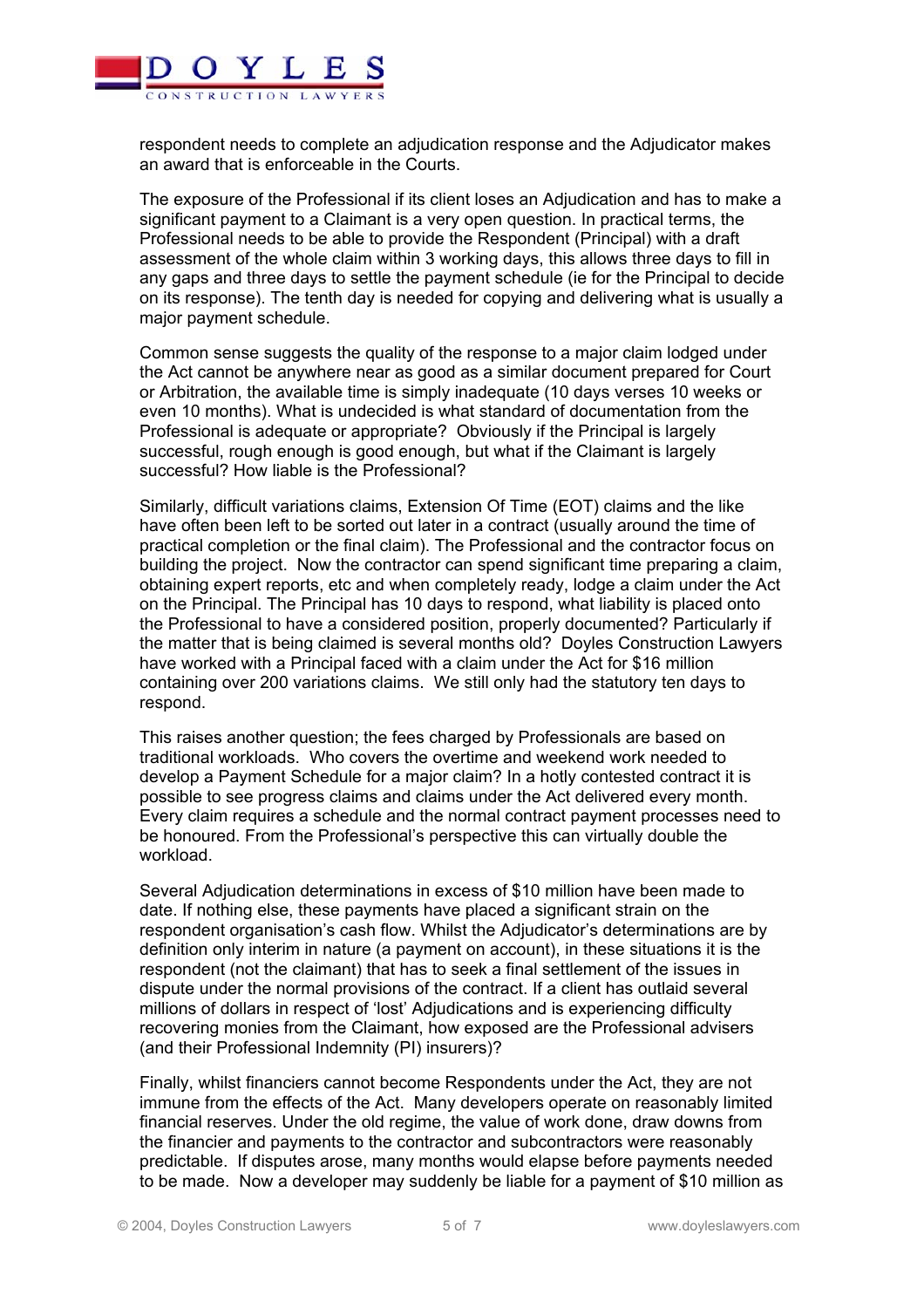respondent needs to complete an adjudication response and the Adjudicator makes an award that is enforceable in the Courts.

The exposure of the Professional if its client loses an Adjudication and has to make a significant payment to a Claimant is a very open question. In practical terms, the Professional needs to be able to provide the Respondent (Principal) with a draft assessment of the whole claim within 3 working days, this allows three days to fill in any gaps and three days to settle the payment schedule (ie for the Principal to decide on its response). The tenth day is needed for copying and delivering what is usually a major payment schedule.

Common sense suggests the quality of the response to a major claim lodged under the Act cannot be anywhere near as good as a similar document prepared for Court or Arbitration, the available time is simply inadequate (10 days verses 10 weeks or even 10 months). What is undecided is what standard of documentation from the Professional is adequate or appropriate? Obviously if the Principal is largely successful, rough enough is good enough, but what if the Claimant is largely successful? How liable is the Professional?

Similarly, difficult variations claims, Extension Of Time (EOT) claims and the like have often been left to be sorted out later in a contract (usually around the time of practical completion or the final claim). The Professional and the contractor focus on building the project. Now the contractor can spend significant time preparing a claim, obtaining expert reports, etc and when completely ready, lodge a claim under the Act on the Principal. The Principal has 10 days to respond, what liability is placed onto the Professional to have a considered position, properly documented? Particularly if the matter that is being claimed is several months old? Doyles Construction Lawyers have worked with a Principal faced with a claim under the Act for $16 million containing over 200 variations claims. We still only had the statutory ten days to respond.

This raises another question; the fees charged by Professionals are based on traditional workloads. Who covers the overtime and weekend work needed to develop a Payment Schedule for a major claim? In a hotly contested contract it is possible to see progress claims and claims under the Act delivered every month. Every claim requires a schedule and the normal contract payment processes need to be honoured. From the Professional's perspective this can virtually double the workload.

Several Adjudication determinations in excess of $10 million have been made to date. If nothing else, these payments have placed a significant strain on the respondent organisation's cash flow. Whilst the Adjudicator's determinations are by definition only interim in nature (a payment on account), in these situations it is the respondent (not the claimant) that has to seek a final settlement of the issues in dispute under the normal provisions of the contract. If a client has outlaid several millions of dollars in respect of 'lost' Adjudications and is experiencing difficulty recovering monies from the Claimant, how exposed are the Professional advisers (and their Professional Indemnity (PI) insurers)?

Finally, whilst financiers cannot become Respondents under the Act, they are not immune from the effects of the Act. Many developers operate on reasonably limited financial reserves. Under the old regime, the value of work done, draw downs from the financier and payments to the contractor and subcontractors were reasonably predictable. If disputes arose, many months would elapse before payments needed to be made. Now a developer may suddenly be liable for a payment of $10 million as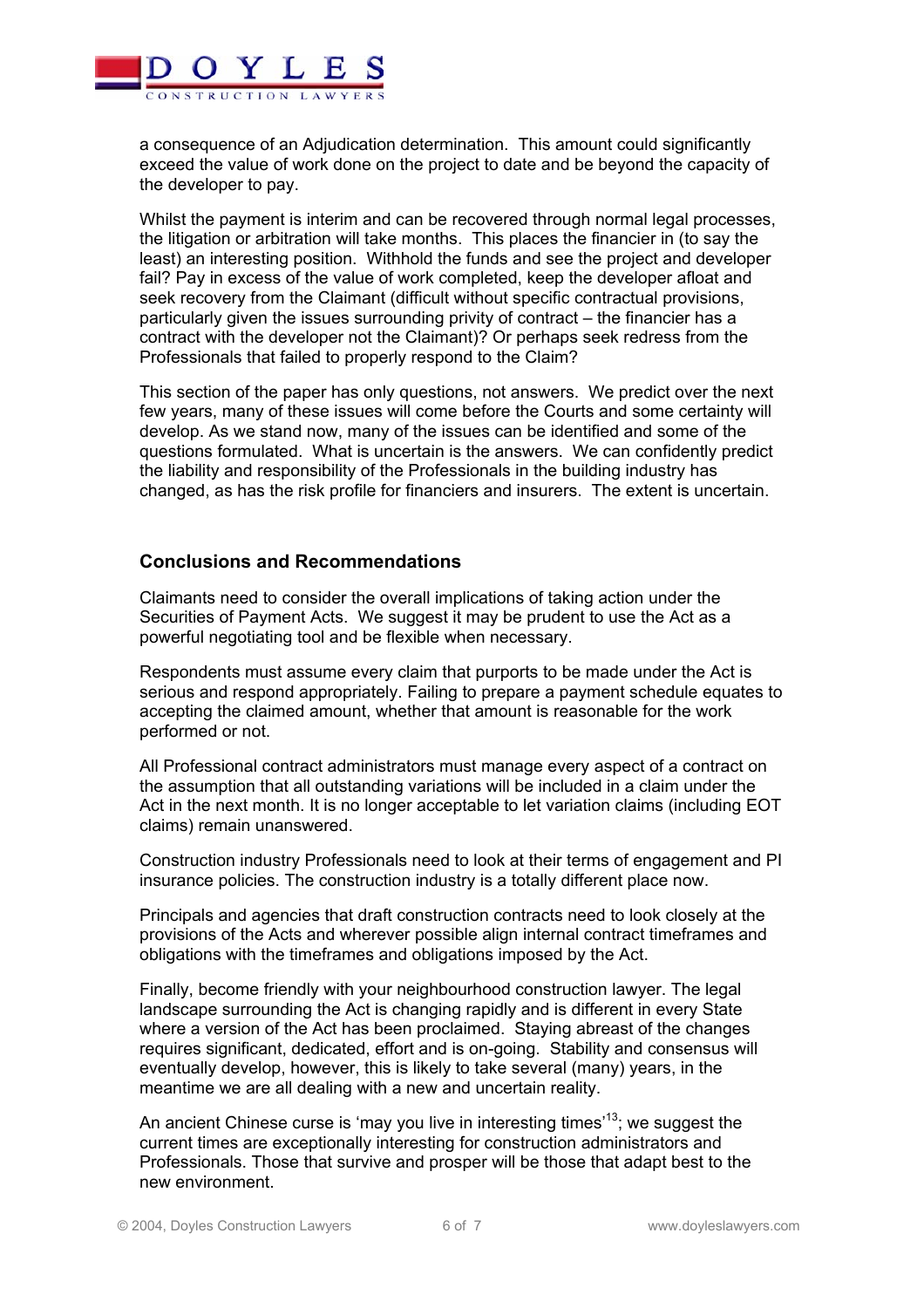a consequence of an Adjudication determination. This amount could significantly exceed the value of work done on the project to date and be beyond the capacity of the developer to pay.

Whilst the payment is interim and can be recovered through normal legal processes, the litigation or arbitration will take months. This places the financier in (to say the least) an interesting position. Withhold the funds and see the project and developer fail? Pay in excess of the value of work completed, keep the developer afloat and seek recovery from the Claimant (difficult without specific contractual provisions, particularly given the issues surrounding privity of contract – the financier has a contract with the developer not the Claimant)? Or perhaps seek redress from the Professionals that failed to properly respond to the Claim?

This section of the paper has only questions, not answers. We predict over the next few years, many of these issues will come before the Courts and some certainty will develop. As we stand now, many of the issues can be identified and some of the questions formulated. What is uncertain is the answers. We can confidently predict the liability and responsibility of the Professionals in the building industry has changed, as has the risk profile for financiers and insurers. The extent is uncertain.

## Conclusions and Recommendations

Claimants need to consider the overall implications of taking action under the Securities of Payment Acts. We suggest it may be prudent to use the Act as a powerful negotiating tool and be flexible when necessary.

Respondents must assume every claim that purports to be made under the Act is serious and respond appropriately. Failing to prepare a payment schedule equates to accepting the claimed amount, whether that amount is reasonable for the work performed or not.

All Professional contract administrators must manage every aspect of a contract on the assumption that all outstanding variations will be included in a claim under the Act in the next month. It is no longer acceptable to let variation claims (including EOT claims) remain unanswered.

Construction industry Professionals need to look at their terms of engagement and PI insurance policies. The construction industry is a totally different place now.

Principals and agencies that draft construction contracts need to look closely at the provisions of the Acts and wherever possible align internal contract timeframes and obligations with the timeframes and obligations imposed by the Act.

Finally, become friendly with your neighbourhood construction lawyer. The legal landscape surrounding the Act is changing rapidly and is different in every State where a version of the Act has been proclaimed. Staying abreast of the changes requires significant, dedicated, effort and is on-going. Stability and consensus will eventually develop, however, this is likely to take several (many) years, in the meantime we are all dealing with a new and uncertain reality.

An ancient Chinese curse is 'may you live in interesting times'[13]; we suggest the current times are exceptionally interesting for construction administrators and Professionals. Those that survive and prosper will be those that adapt best to the new environment.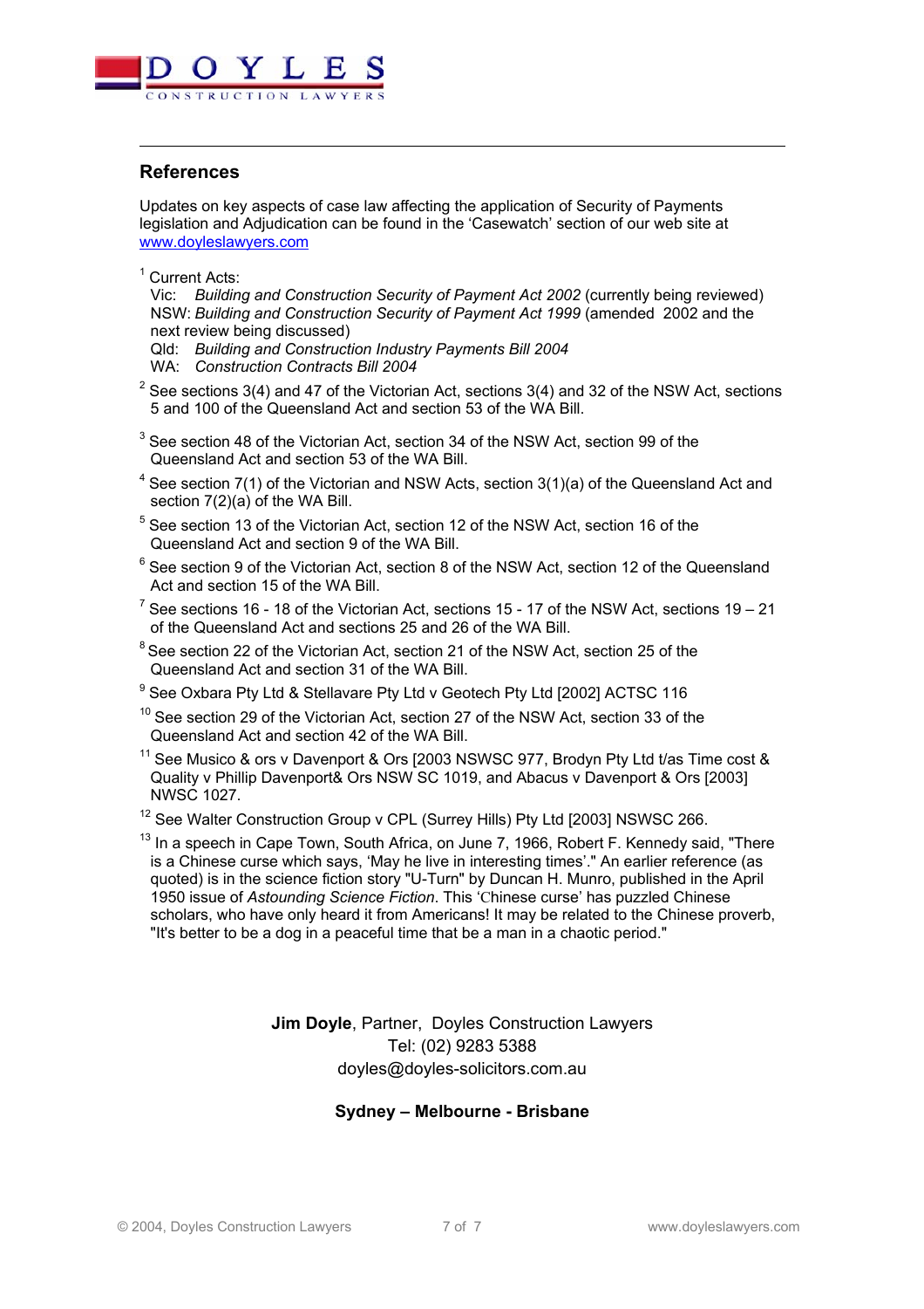## References

Updates on key aspects of case law affecting the application of Security of Payments legislation and Adjudication can be found in the 'Casewatch' section of our web site at www.doyleslawyers.com

[1] Current Acts:
Vic: *Building and Construction Security of Payment Act 2002* (currently being reviewed)
NSW: *Building and Construction Security of Payment Act 1999* (amended 2002 and the next review being discussed)
Qld: *Building and Construction Industry Payments Bill 2004*
WA: *Construction Contracts Bill 2004*

[2] See sections 3(4) and 47 of the Victorian Act, sections 3(4) and 32 of the NSW Act, sections 5 and 100 of the Queensland Act and section 53 of the WA Bill.

[3] See section 48 of the Victorian Act, section 34 of the NSW Act, section 99 of the Queensland Act and section 53 of the WA Bill.

[4] See section 7(1) of the Victorian and NSW Acts, section 3(1)(a) of the Queensland Act and section 7(2)(a) of the WA Bill.

[5] See section 13 of the Victorian Act, section 12 of the NSW Act, section 16 of the Queensland Act and section 9 of the WA Bill.

[6] See section 9 of the Victorian Act, section 8 of the NSW Act, section 12 of the Queensland Act and section 15 of the WA Bill.

[7] See sections 16 - 18 of the Victorian Act, sections 15 - 17 of the NSW Act, sections 19 – 21 of the Queensland Act and sections 25 and 26 of the WA Bill.

[8] See section 22 of the Victorian Act, section 21 of the NSW Act, section 25 of the Queensland Act and section 31 of the WA Bill.

[9] See Oxbara Pty Ltd & Stellavare Pty Ltd v Geotech Pty Ltd [2002] ACTSC 116

[10] See section 29 of the Victorian Act, section 27 of the NSW Act, section 33 of the Queensland Act and section 42 of the WA Bill.

[11] See Musico & ors v Davenport & Ors [2003 NSWSC 977, Brodyn Pty Ltd t/as Time cost & Quality v Phillip Davenport& Ors NSW SC 1019, and Abacus v Davenport & Ors [2003] NWSC 1027.

[12] See Walter Construction Group v CPL (Surrey Hills) Pty Ltd [2003] NSWSC 266.

[13] In a speech in Cape Town, South Africa, on June 7, 1966, Robert F. Kennedy said, "There is a Chinese curse which says, 'May he live in interesting times'." An earlier reference (as quoted) is in the science fiction story "U-Turn" by Duncan H. Munro, published in the April 1950 issue of *Astounding Science Fiction*. This 'Chinese curse' has puzzled Chinese scholars, who have only heard it from Americans! It may be related to the Chinese proverb, "It's better to be a dog in a peaceful time that be a man in a chaotic period."

**Jim Doyle**, Partner, Doyles Construction Lawyers
Tel: (02) 9283 5388
doyles@doyles-solicitors.com.au

**Sydney – Melbourne - Brisbane**